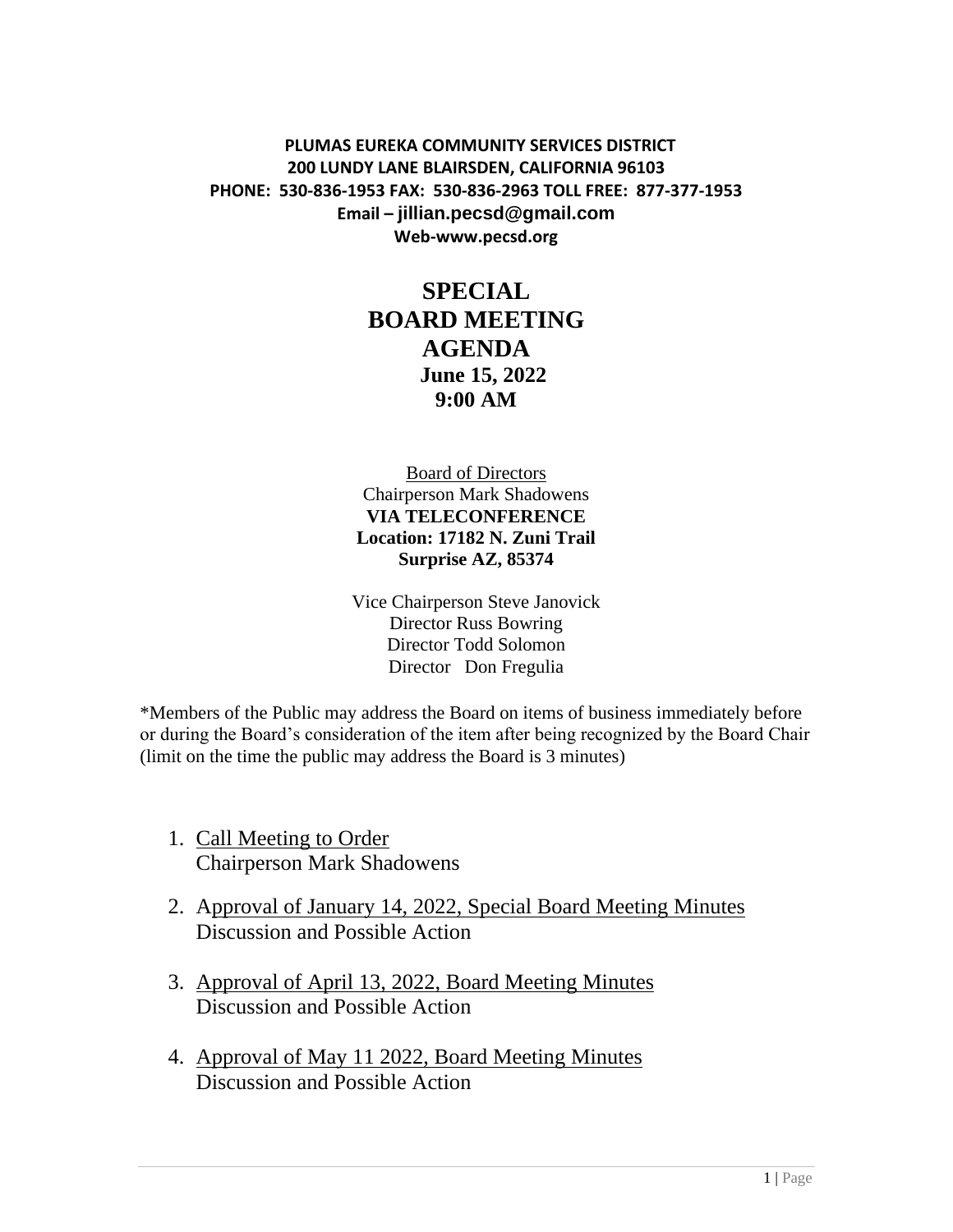**PLUMAS EUREKA COMMUNITY SERVICES DISTRICT**
**200 LUNDY LANE BLAIRSDEN, CALIFORNIA 96103**
**PHONE: 530-836-1953 FAX: 530-836-2963 TOLL FREE: 877-377-1953**
**Email – jillian.pecsd@gmail.com**
**Web-www.pecsd.org**

# SPECIAL BOARD MEETING AGENDA

**June 15, 2022**
**9:00 AM**

Board of Directors
Chairperson Mark Shadowens
**VIA TELECONFERENCE**
**Location: 17182 N. Zuni Trail**
**Surprise AZ, 85374**

Vice Chairperson Steve Janovick
Director Russ Bowring
Director Todd Solomon
Director Don Fregulia

*Members of the Public may address the Board on items of business immediately before or during the Board's consideration of the item after being recognized by the Board Chair (limit on the time the public may address the Board is 3 minutes)

1. Call Meeting to Order
   Chairperson Mark Shadowens

2. Approval of January 14, 2022, Special Board Meeting Minutes
   Discussion and Possible Action

3. Approval of April 13, 2022, Board Meeting Minutes
   Discussion and Possible Action

4. Approval of May 11 2022, Board Meeting Minutes
   Discussion and Possible Action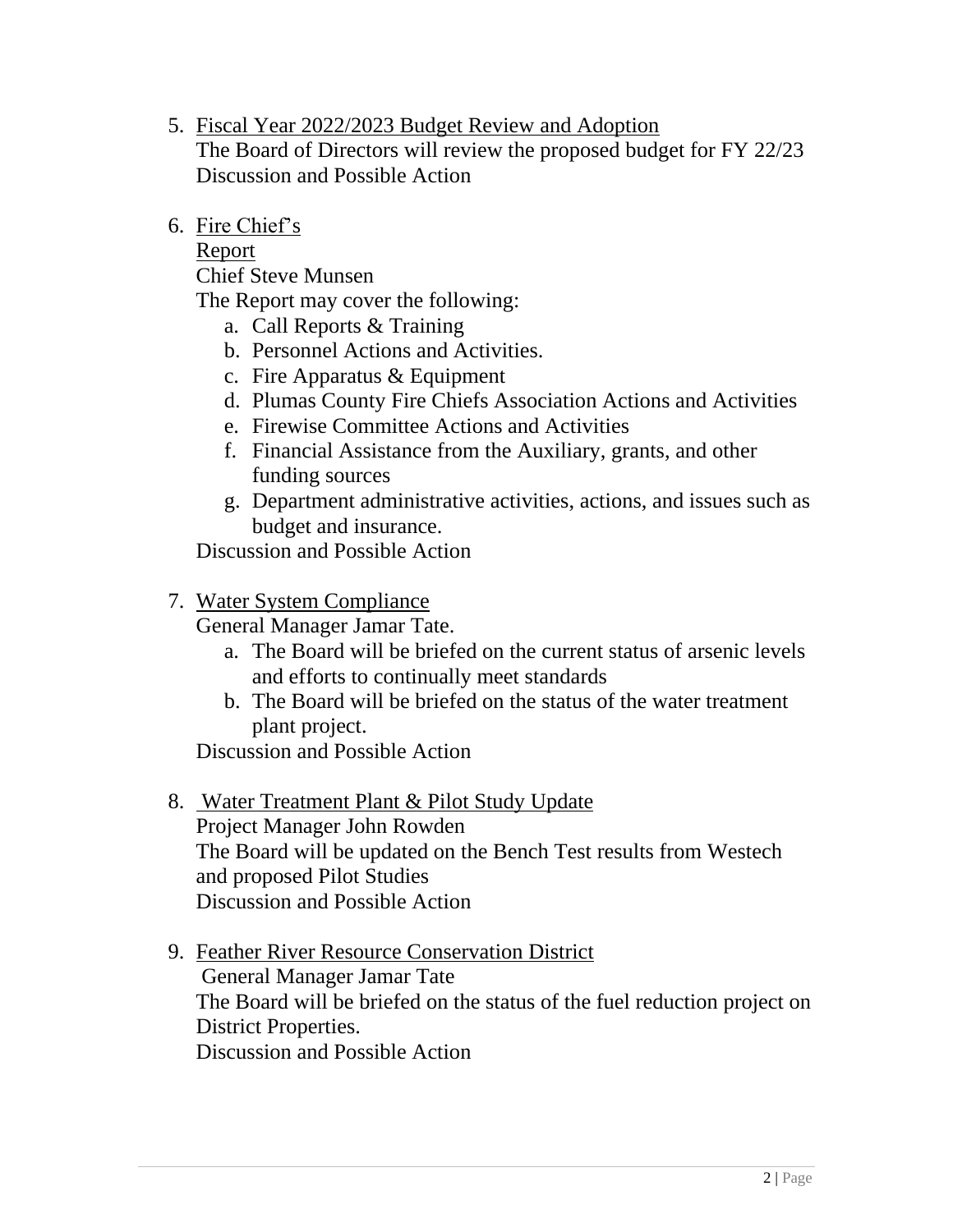5. <u>Fiscal Year 2022/2023 Budget Review and Adoption</u>
   The Board of Directors will review the proposed budget for FY 22/23
   Discussion and Possible Action

6. <u>Fire Chief's Report</u>
   Chief Steve Munsen
   The Report may cover the following:
   a. Call Reports & Training
   b. Personnel Actions and Activities.
   c. Fire Apparatus & Equipment
   d. Plumas County Fire Chiefs Association Actions and Activities
   e. Firewise Committee Actions and Activities
   f. Financial Assistance from the Auxiliary, grants, and other funding sources
   g. Department administrative activities, actions, and issues such as budget and insurance.

   Discussion and Possible Action

7. <u>Water System Compliance</u>
   General Manager Jamar Tate.
   a. The Board will be briefed on the current status of arsenic levels and efforts to continually meet standards
   b. The Board will be briefed on the status of the water treatment plant project.

   Discussion and Possible Action

8. <u>Water Treatment Plant & Pilot Study Update</u>
   Project Manager John Rowden
   The Board will be updated on the Bench Test results from Westech and proposed Pilot Studies
   Discussion and Possible Action

9. <u>Feather River Resource Conservation District</u>
   General Manager Jamar Tate
   The Board will be briefed on the status of the fuel reduction project on District Properties.
   Discussion and Possible Action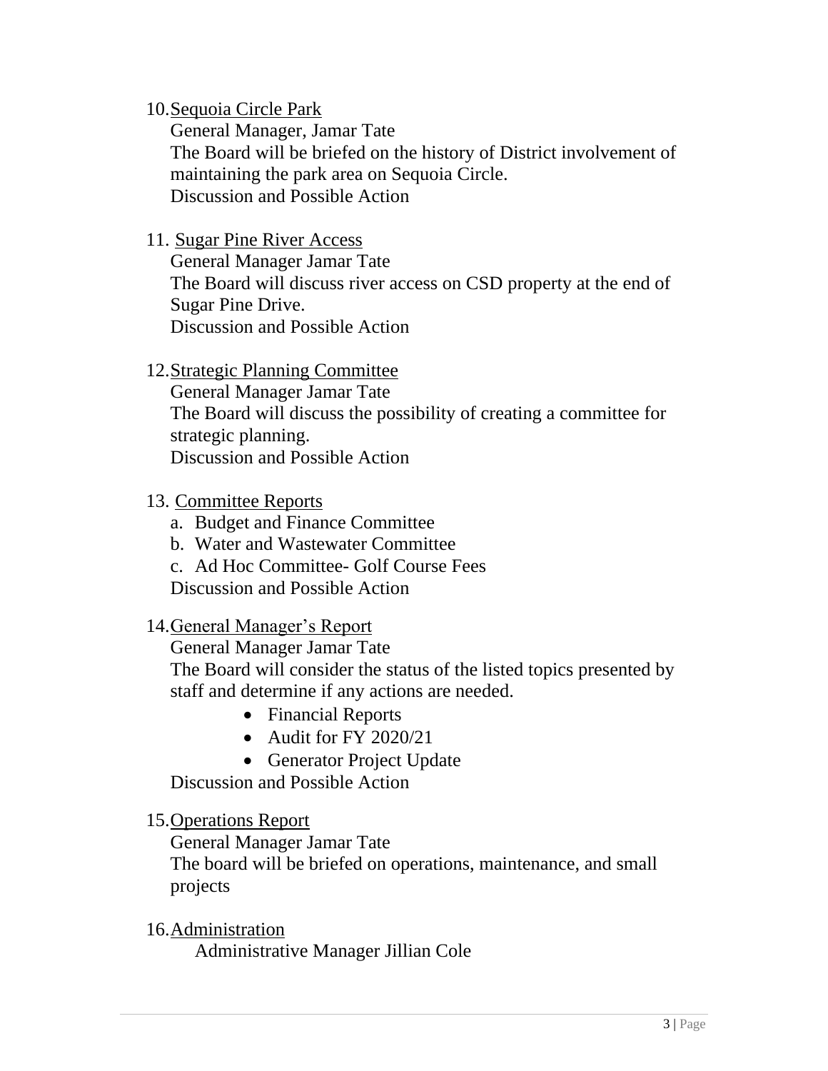10. <u>Sequoia Circle Park</u>
    General Manager, Jamar Tate
    The Board will be briefed on the history of District involvement of maintaining the park area on Sequoia Circle.
    Discussion and Possible Action

11. <u>Sugar Pine River Access</u>
    General Manager Jamar Tate
    The Board will discuss river access on CSD property at the end of Sugar Pine Drive.
    Discussion and Possible Action

12. <u>Strategic Planning Committee</u>
    General Manager Jamar Tate
    The Board will discuss the possibility of creating a committee for strategic planning.
    Discussion and Possible Action

13. <u>Committee Reports</u>
    a. Budget and Finance Committee
    b. Water and Wastewater Committee
    c. Ad Hoc Committee- Golf Course Fees
    Discussion and Possible Action

14. <u>General Manager's Report</u>
    General Manager Jamar Tate
    The Board will consider the status of the listed topics presented by staff and determine if any actions are needed.
    - Financial Reports
    - Audit for FY 2020/21
    - Generator Project Update

    Discussion and Possible Action

15. <u>Operations Report</u>
    General Manager Jamar Tate
    The board will be briefed on operations, maintenance, and small projects

16. <u>Administration</u>
    Administrative Manager Jillian Cole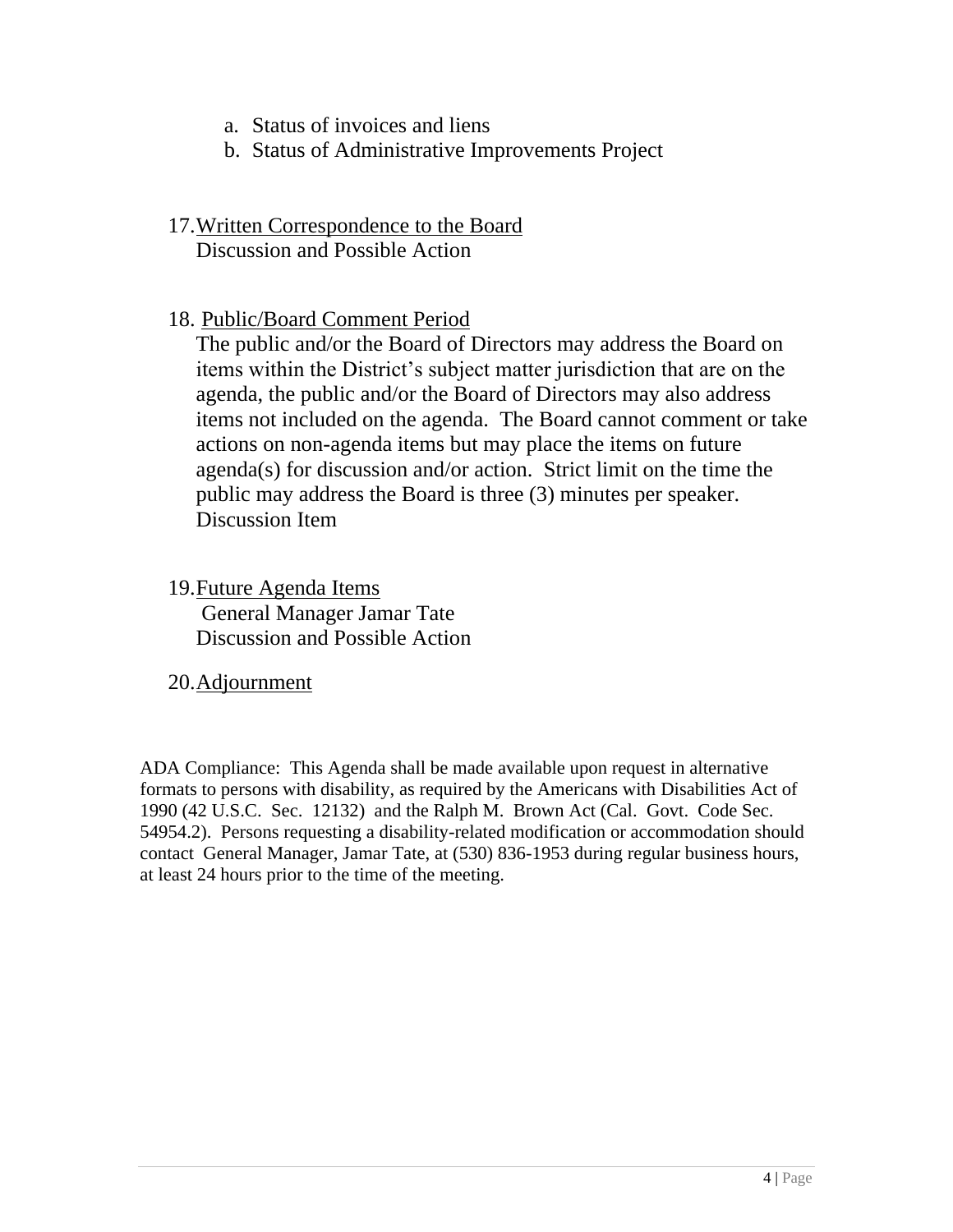a. Status of invoices and liens
b. Status of Administrative Improvements Project

17. <u>Written Correspondence to the Board</u>
    Discussion and Possible Action

18. <u>Public/Board Comment Period</u>
    The public and/or the Board of Directors may address the Board on items within the District's subject matter jurisdiction that are on the agenda, the public and/or the Board of Directors may also address items not included on the agenda. The Board cannot comment or take actions on non-agenda items but may place the items on future agenda(s) for discussion and/or action. Strict limit on the time the public may address the Board is three (3) minutes per speaker.
    Discussion Item

19. <u>Future Agenda Items</u>
    General Manager Jamar Tate
    Discussion and Possible Action

20. <u>Adjournment</u>

ADA Compliance: This Agenda shall be made available upon request in alternative formats to persons with disability, as required by the Americans with Disabilities Act of 1990 (42 U.S.C. Sec. 12132) and the Ralph M. Brown Act (Cal. Govt. Code Sec. 54954.2). Persons requesting a disability-related modification or accommodation should contact General Manager, Jamar Tate, at (530) 836-1953 during regular business hours, at least 24 hours prior to the time of the meeting.